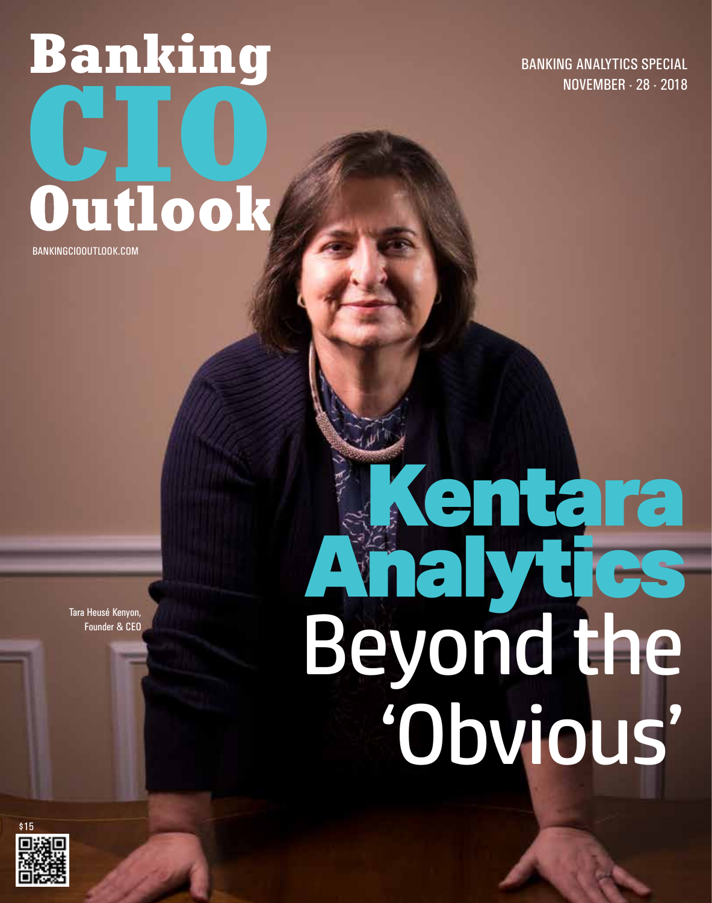# Banking CIO Outlook

BANKINGCIOOUTLOOK.COM

BANKING ANALYTICS SPECIAL
NOVEMBER - 28 - 2018

# Kentara Analytics

## Beyond the 'Obvious'

Tara Heusé Kenyon,
Founder & CEO

$15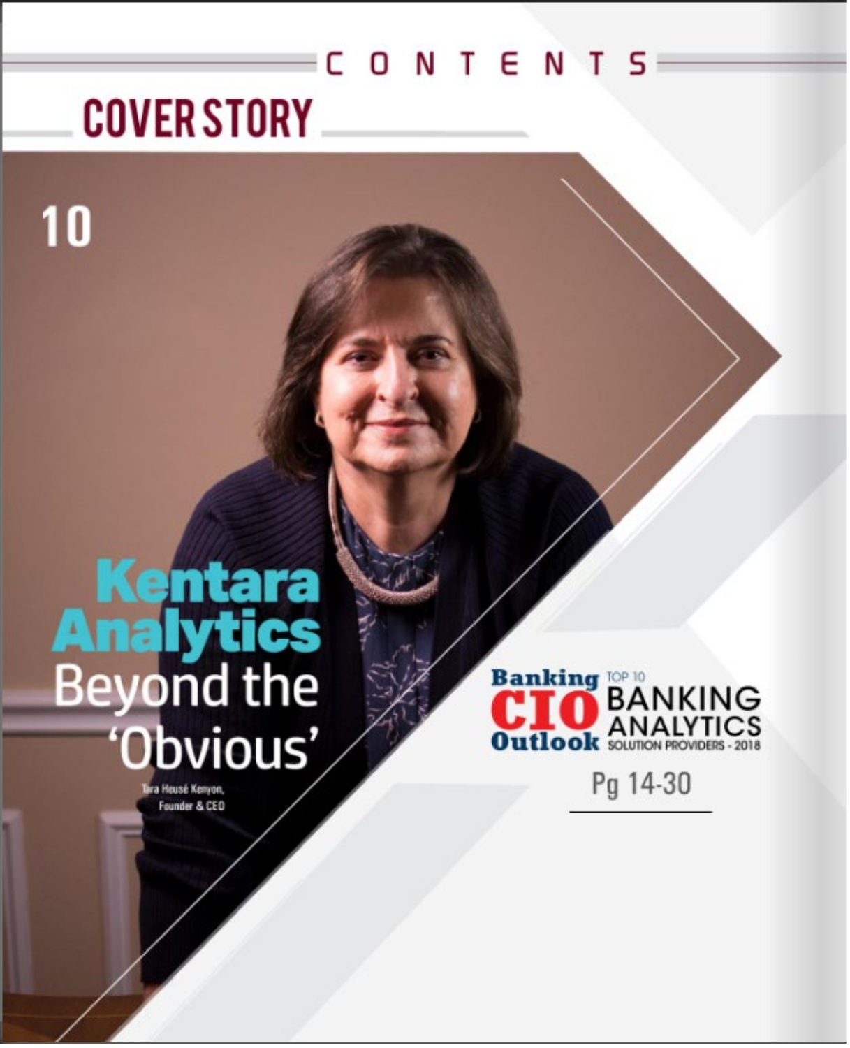# CONTENTS

## COVER STORY

10

### Kentara Analytics Beyond the 'Obvious'

Tara Heusé Kenyon, Founder & CEO

Banking CIO Outlook

TOP 10 BANKING ANALYTICS SOLUTION PROVIDERS - 2018

Pg 14-30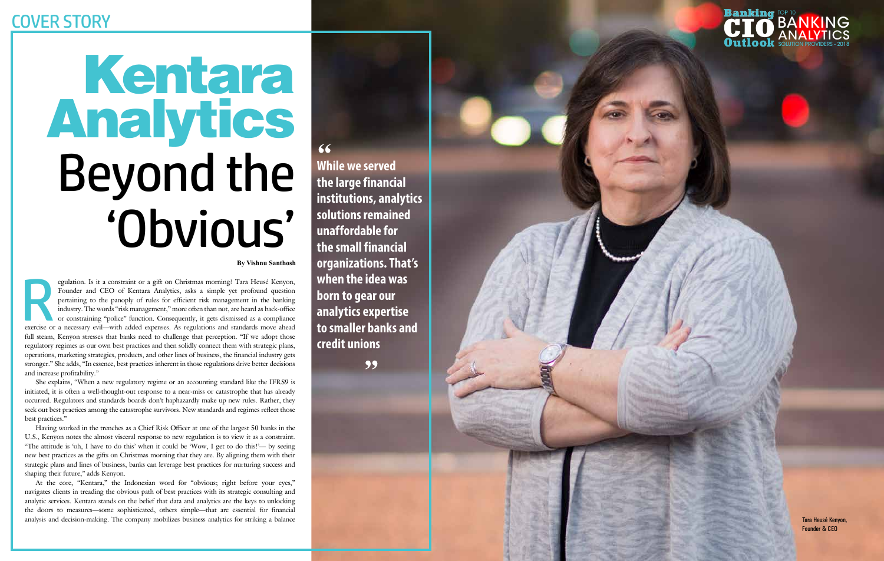COVER STORY

# Kentara Analytics

# Beyond the 'Obvious'

**By Vishnu Santhosh**

Regulation. Is it a constraint or a gift on Christmas morning? Tara Heusé Kenyon, Founder and CEO of Kentara Analytics, asks a simple yet profound question pertaining to the panoply of rules for efficient risk management in the banking industry. The words "risk management," more often than not, are heard as back-office or constraining "police" function. Consequently, it gets dismissed as a compliance exercise or a necessary evil—with added expenses. As regulations and standards move ahead full steam, Kenyon stresses that banks need to challenge that perception. "If we adopt those regulatory regimes as our own best practices and then solidly connect them with strategic plans, operations, marketing strategies, products, and other lines of business, the financial industry gets stronger." She adds, "In essence, best practices inherent in those regulations drive better decisions and increase profitability."

She explains, "When a new regulatory regime or an accounting standard like the IFRS9 is initiated, it is often a well-thought-out response to a near-miss or catastrophe that has already occurred. Regulators and standards boards don't haphazardly make up new rules. Rather, they seek out best practices among the catastrophe survivors. New standards and regimes reflect those best practices."

Having worked in the trenches as a Chief Risk Officer at one of the largest 50 banks in the U.S., Kenyon notes the almost visceral response to new regulation is to view it as a constraint. "The attitude is 'oh, I have to do this' when it could be 'Wow, I get to do this!'— by seeing new best practices as the gifts on Christmas morning that they are. By aligning them with their strategic plans and lines of business, banks can leverage best practices for nurturing success and shaping their future," adds Kenyon.

At the core, "Kentara," the Indonesian word for "obvious; right before your eyes," navigates clients in treading the obvious path of best practices with its strategic consulting and analytic services. Kentara stands on the belief that data and analytics are the keys to unlocking the doors to measures—some sophisticated, others simple—that are essential for financial analysis and decision-making. The company mobilizes business analytics for striking a balance

> **"While we served the large financial institutions, analytics solutions remained unaffordable for the small financial organizations. That's when the idea was born to gear our analytics expertise to smaller banks and credit unions"**

Banking CIO Outlook TOP 10 BANKING ANALYTICS SOLUTION PROVIDERS - 2018

Tara Heusé Kenyon, Founder & CEO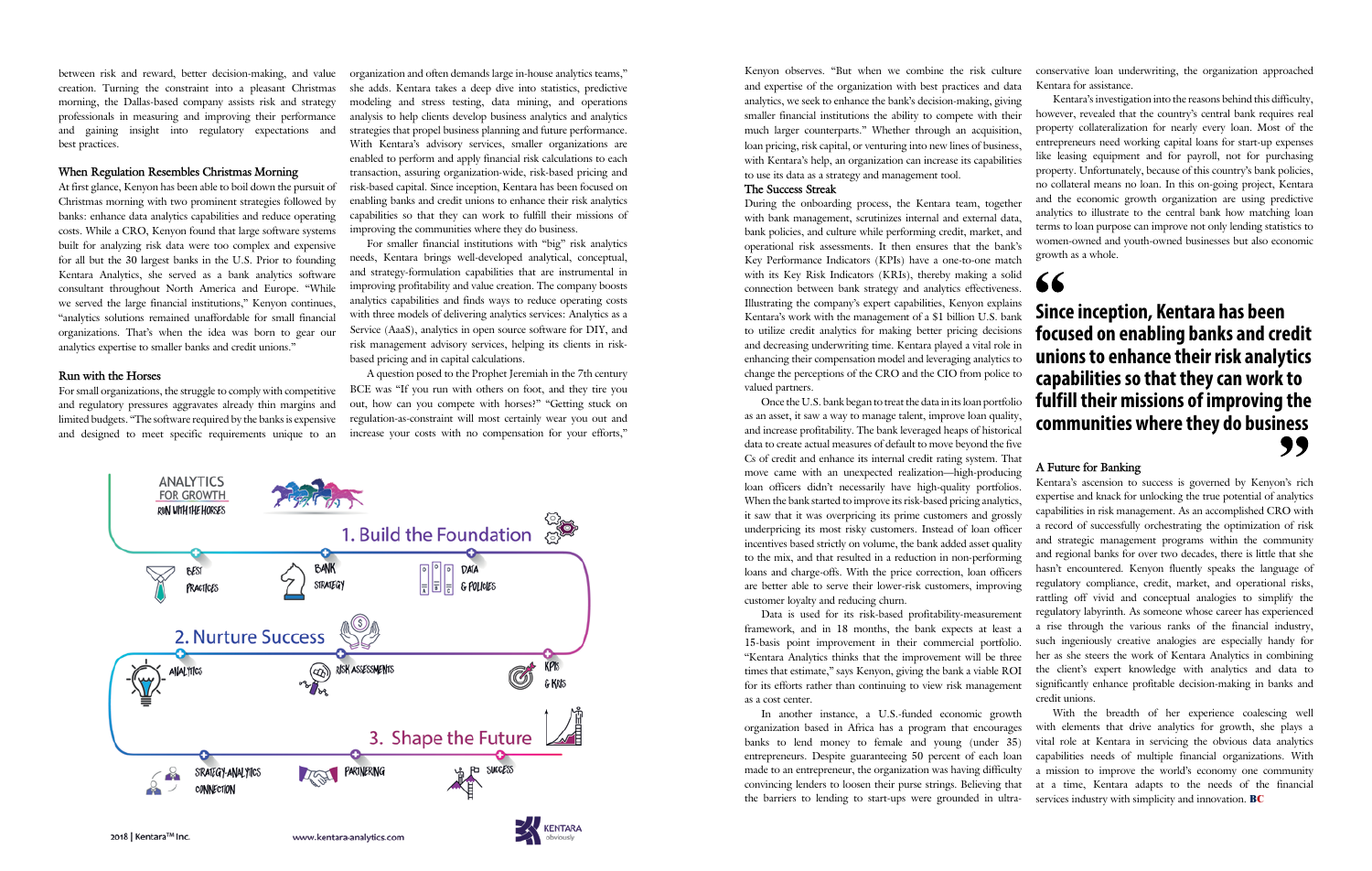between risk and reward, better decision-making, and value creation. Turning the constraint into a pleasant Christmas morning, the Dallas-based company assists risk and strategy professionals in measuring and improving their performance and gaining insight into regulatory expectations and best practices.

### When Regulation Resembles Christmas Morning

At first glance, Kenyon has been able to boil down the pursuit of Christmas morning with two prominent strategies followed by banks: enhance data analytics capabilities and reduce operating costs. While a CRO, Kenyon found that large software systems built for analyzing risk data were too complex and expensive for all but the 30 largest banks in the U.S. Prior to founding Kentara Analytics, she served as a bank analytics software consultant throughout North America and Europe. "While we served the large financial institutions," Kenyon continues, "analytics solutions remained unaffordable for small financial organizations. That's when the idea was born to gear our analytics expertise to smaller banks and credit unions."

### Run with the Horses

For small organizations, the struggle to comply with competitive and regulatory pressures aggravates already thin margins and limited budgets. "The software required by the banks is expensive and designed to meet specific requirements unique to an organization and often demands large in-house analytics teams," she adds. Kentara takes a deep dive into statistics, predictive modeling and stress testing, data mining, and operations analysis to help clients develop business analytics and analytics strategies that propel business planning and future performance. With Kentara's advisory services, smaller organizations are enabled to perform and apply financial risk calculations to each transaction, assuring organization-wide, risk-based pricing and risk-based capital. Since inception, Kentara has been focused on enabling banks and credit unions to enhance their risk analytics capabilities so that they can work to fulfill their missions of improving the communities where they do business.

For smaller financial institutions with "big" risk analytics needs, Kentara brings well-developed analytical, conceptual, and strategy-formulation capabilities that are instrumental in improving profitability and value creation. The company boosts analytics capabilities and finds ways to reduce operating costs with three models of delivering analytics services: Analytics as a Service (AaaS), analytics in open source software for DIY, and risk management advisory services, helping its clients in risk-based pricing and in capital calculations.

A question posed to the Prophet Jeremiah in the 7th century BCE was "If you run with others on foot, and they tire you out, how can you compete with horses?" "Getting stuck on regulation-as-constraint will most certainly wear you out and increase your costs with no compensation for your efforts," Kenyon observes. "But when we combine the risk culture and expertise of the organization with best practices and data analytics, we seek to enhance the bank's decision-making, giving smaller financial institutions the ability to compete with their much larger counterparts." Whether through an acquisition, loan pricing, risk capital, or venturing into new lines of business, with Kentara's help, an organization can increase its capabilities to use its data as a strategy and management tool.

ANALYTICS FOR GROWTH

RUN WITH THE HORSES

1. Build the Foundation

BEST PRACTICES

BANK STRATEGY

DATA & POLICIES

2. Nurture Success

ANALYTICS

RISK ASSESSMENTS

KPIs & KRIs

3. Shape the Future

STRATEGY-ANALYTICS CONNECTION

PARTNERING

SUCCESS

2018 | Kentara™ Inc.

www.kentara-analytics.com

KENTARA obviously

### The Success Streak

During the onboarding process, the Kentara team, together with bank management, scrutinizes internal and external data, bank policies, and culture while performing credit, market, and operational risk assessments. It then ensures that the bank's Key Performance Indicators (KPIs) have a one-to-one match with its Key Risk Indicators (KRIs), thereby making a solid connection between bank strategy and analytics effectiveness. Illustrating the company's expert capabilities, Kenyon explains Kentara's work with the management of a $1 billion U.S. bank to utilize credit analytics for making better pricing decisions and decreasing underwriting time. Kentara played a vital role in enhancing their compensation model and leveraging analytics to change the perceptions of the CRO and the CIO from police to valued partners.

Once the U.S. bank began to treat the data in its loan portfolio as an asset, it saw a way to manage talent, improve loan quality, and increase profitability. The bank leveraged heaps of historical data to create actual measures of default to move beyond the five Cs of credit and enhance its internal credit rating system. That move came with an unexpected realization—high-producing loan officers didn't necessarily have high-quality portfolios. When the bank started to improve its risk-based pricing analytics, it saw that it was overpricing its prime customers and grossly underpricing its most risky customers. Instead of loan officer incentives based strictly on volume, the bank added asset quality to the mix, and that resulted in a reduction in non-performing loans and charge-offs. With the price correction, loan officers are better able to serve their lower-risk customers, improving customer loyalty and reducing churn.

Data is used for its risk-based profitability-measurement framework, and in 18 months, the bank expects at least a 15-basis point improvement in their commercial portfolio. "Kentara Analytics thinks that the improvement will be three times that estimate," says Kenyon, giving the bank a viable ROI for its efforts rather than continuing to view risk management as a cost center.

In another instance, a U.S.-funded economic growth organization based in Africa has a program that encourages banks to lend money to female and young (under 35) entrepreneurs. Despite guaranteeing 50 percent of each loan made to an entrepreneur, the organization was having difficulty convincing lenders to loosen their purse strings. Believing that the barriers to lending to start-ups were grounded in ultra-conservative loan underwriting, the organization approached Kentara for assistance.

Kentara's investigation into the reasons behind this difficulty, however, revealed that the country's central bank requires real property collateralization for nearly every loan. Most of the entrepreneurs need working capital loans for start-up expenses like leasing equipment and for payroll, not for purchasing property. Unfortunately, because of this country's bank policies, no collateral means no loan. In this on-going project, Kentara and the economic growth organization are using predictive analytics to illustrate to the central bank how matching loan terms to loan purpose can improve not only lending statistics to women-owned and youth-owned businesses but also economic growth as a whole.

> **Since inception, Kentara has been focused on enabling banks and credit unions to enhance their risk analytics capabilities so that they can work to fulfill their missions of improving the communities where they do business**

### A Future for Banking

Kentara's ascension to success is governed by Kenyon's rich expertise and knack for unlocking the true potential of analytics capabilities in risk management. As an accomplished CRO with a record of successfully orchestrating the optimization of risk and strategic management programs within the community and regional banks for over two decades, there is little that she hasn't encountered. Kenyon fluently speaks the language of regulatory compliance, credit, market, and operational risks, rattling off vivid and conceptual analogies to simplify the regulatory labyrinth. As someone whose career has experienced a rise through the various ranks of the financial industry, such ingeniously creative analogies are especially handy for her as she steers the work of Kentara Analytics in combining the client's expert knowledge with analytics and data to significantly enhance profitable decision-making in banks and credit unions.

With the breadth of her experience coalescing well with elements that drive analytics for growth, she plays a vital role at Kentara in servicing the obvious data analytics capabilities needs of multiple financial organizations. With a mission to improve the world's economy one community at a time, Kentara adapts to the needs of the financial services industry with simplicity and innovation. **BC**